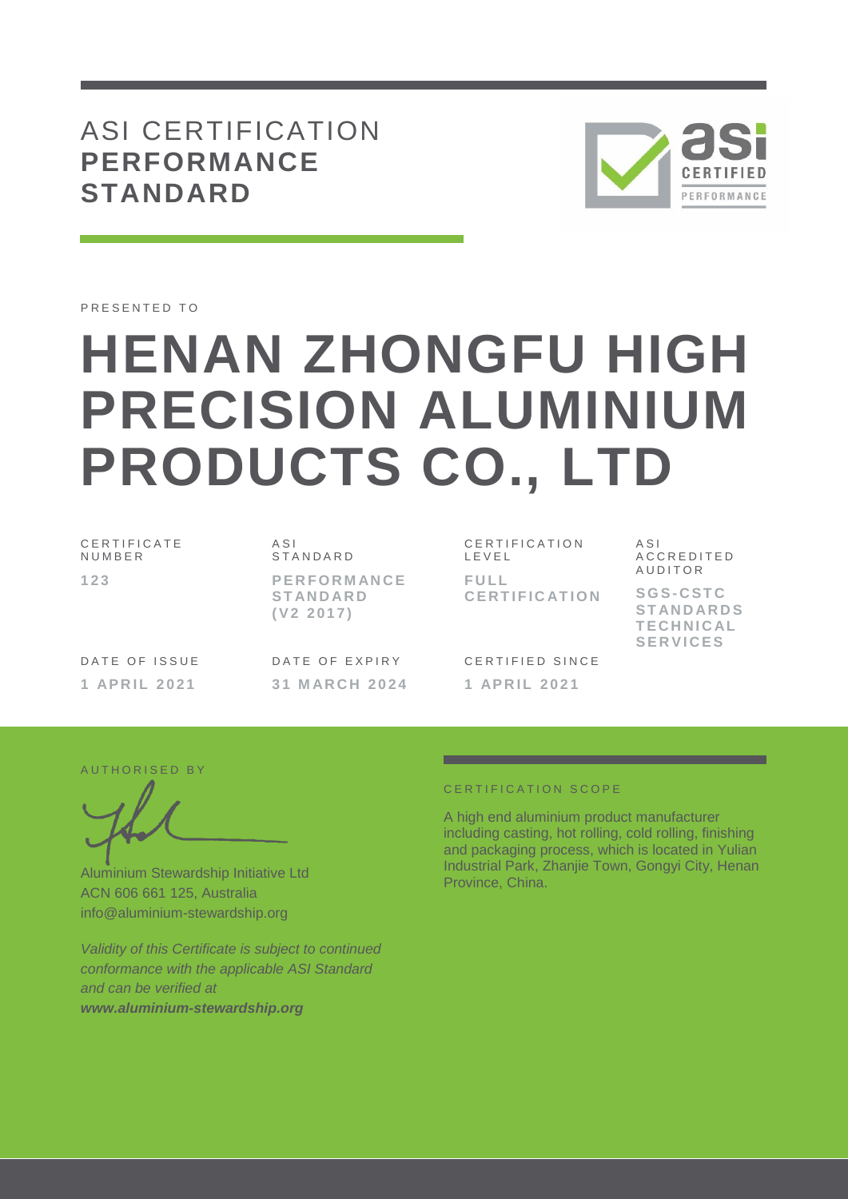# ASI CERTIFICATION
# PERFORMANCE STANDARD

PRESENTED TO

# HENAN ZHONGFU HIGH PRECISION ALUMINIUM PRODUCTS CO., LTD

| CERTIFICATE NUMBER | ASI STANDARD | CERTIFICATION LEVEL | ASI ACCREDITED AUDITOR |
|---|---|---|---|
| **123** | **PERFORMANCE STANDARD (V2 2017)** | **FULL CERTIFICATION** | **SGS-CSTC STANDARDS TECHNICAL SERVICES** |

| DATE OF ISSUE | DATE OF EXPIRY | CERTIFIED SINCE |
|---|---|---|
| **1 APRIL 2021** | **31 MARCH 2024** | **1 APRIL 2021** |

AUTHORISED BY

Aluminium Stewardship Initiative Ltd
ACN 606 661 125, Australia
info@aluminium-stewardship.org

*Validity of this Certificate is subject to continued conformance with the applicable ASI Standard and can be verified at* ***www.aluminium-stewardship.org***

CERTIFICATION SCOPE

A high end aluminium product manufacturer including casting, hot rolling, cold rolling, finishing and packaging process, which is located in Yulian Industrial Park, Zhanjie Town, Gongyi City, Henan Province, China.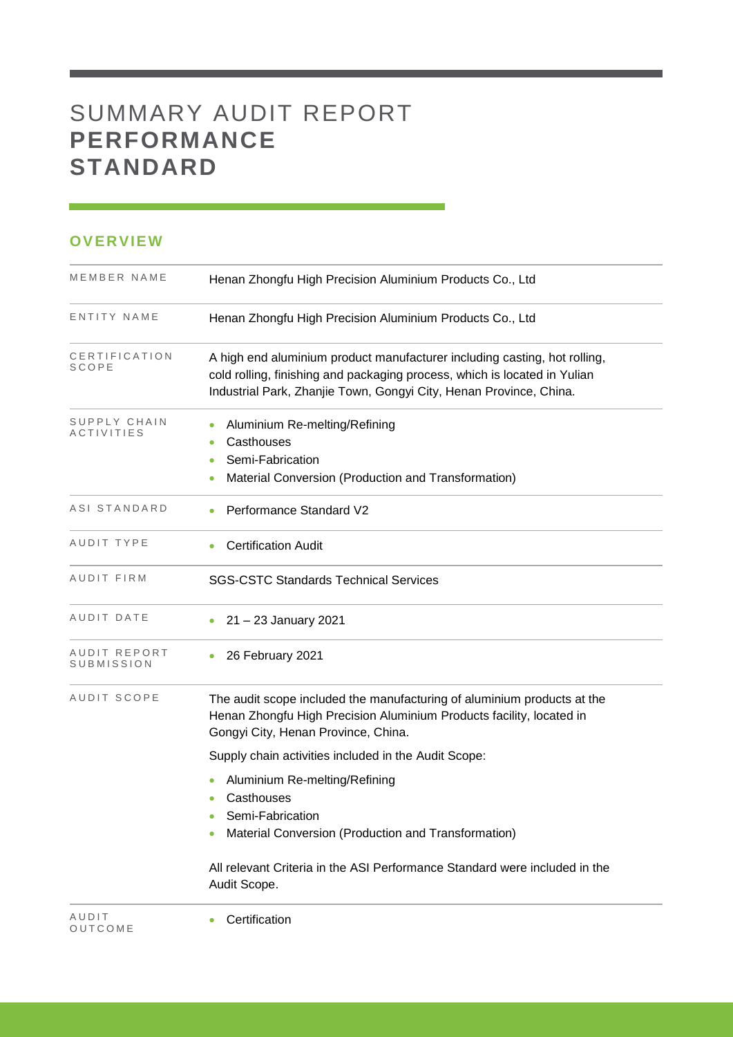# SUMMARY AUDIT REPORT **PERFORMANCE STANDARD**

## OVERVIEW

| | |
|---|---|
| MEMBER NAME | Henan Zhongfu High Precision Aluminium Products Co., Ltd |
| ENTITY NAME | Henan Zhongfu High Precision Aluminium Products Co., Ltd |
| CERTIFICATION SCOPE | A high end aluminium product manufacturer including casting, hot rolling, cold rolling, finishing and packaging process, which is located in Yulian Industrial Park, Zhanjie Town, Gongyi City, Henan Province, China. |
| SUPPLY CHAIN ACTIVITIES | • Aluminium Re-melting/Refining<br>• Casthouses<br>• Semi-Fabrication<br>• Material Conversion (Production and Transformation) |
| ASI STANDARD | • Performance Standard V2 |
| AUDIT TYPE | • Certification Audit |
| AUDIT FIRM | SGS-CSTC Standards Technical Services |
| AUDIT DATE | • 21 – 23 January 2021 |
| AUDIT REPORT SUBMISSION | • 26 February 2021 |
| AUDIT SCOPE | The audit scope included the manufacturing of aluminium products at the Henan Zhongfu High Precision Aluminium Products facility, located in Gongyi City, Henan Province, China.<br><br>Supply chain activities included in the Audit Scope:<br><br>• Aluminium Re-melting/Refining<br>• Casthouses<br>• Semi-Fabrication<br>• Material Conversion (Production and Transformation)<br><br>All relevant Criteria in the ASI Performance Standard were included in the Audit Scope. |
| AUDIT OUTCOME | • Certification |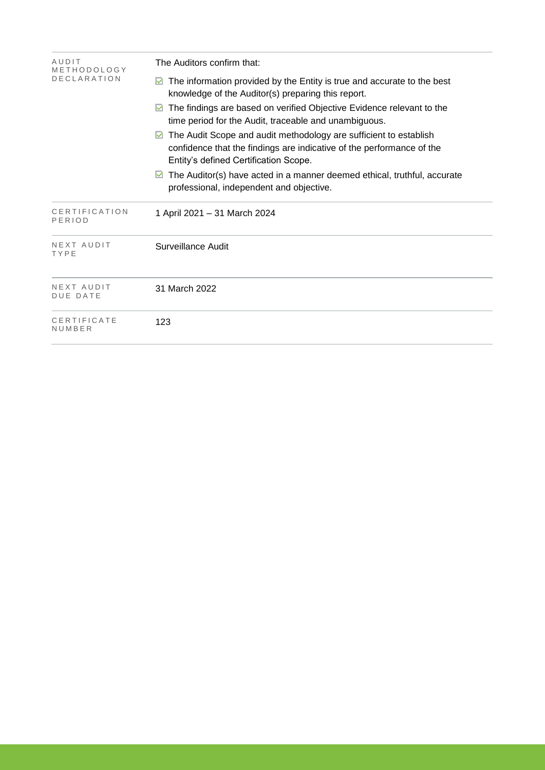| | |
|---|---|
| AUDIT METHODOLOGY DECLARATION | The Auditors confirm that:<br>☑ The information provided by the Entity is true and accurate to the best knowledge of the Auditor(s) preparing this report.<br>☑ The findings are based on verified Objective Evidence relevant to the time period for the Audit, traceable and unambiguous.<br>☑ The Audit Scope and audit methodology are sufficient to establish confidence that the findings are indicative of the performance of the Entity's defined Certification Scope.<br>☑ The Auditor(s) have acted in a manner deemed ethical, truthful, accurate professional, independent and objective. |
| CERTIFICATION PERIOD | 1 April 2021 – 31 March 2024 |
| NEXT AUDIT TYPE | Surveillance Audit |
| NEXT AUDIT DUE DATE | 31 March 2022 |
| CERTIFICATE NUMBER | 123 |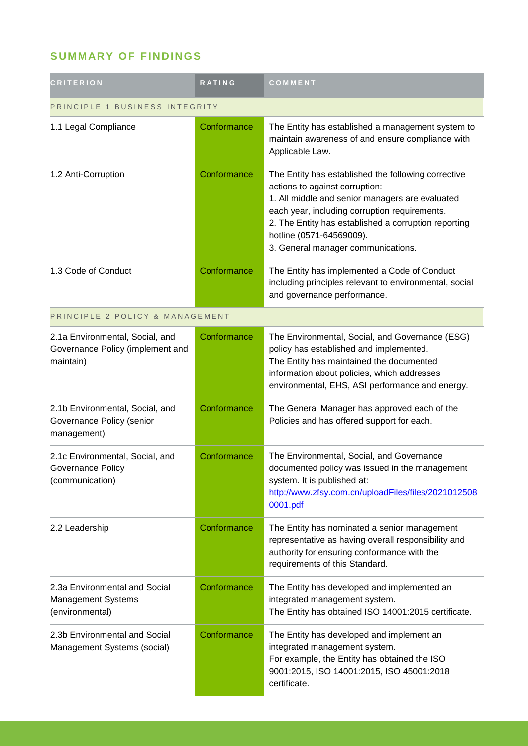## SUMMARY OF FINDINGS

| CRITERION | RATING | COMMENT |
|---|---|---|
| PRINCIPLE 1 BUSINESS INTEGRITY | | |
| 1.1 Legal Compliance | Conformance | The Entity has established a management system to maintain awareness of and ensure compliance with Applicable Law. |
| 1.2 Anti-Corruption | Conformance | The Entity has established the following corrective actions to against corruption:<br>1. All middle and senior managers are evaluated each year, including corruption requirements.<br>2. The Entity has established a corruption reporting hotline (0571-64569009).<br>3. General manager communications. |
| 1.3 Code of Conduct | Conformance | The Entity has implemented a Code of Conduct including principles relevant to environmental, social and governance performance. |
| PRINCIPLE 2 POLICY & MANAGEMENT | | |
| 2.1a Environmental, Social, and Governance Policy (implement and maintain) | Conformance | The Environmental, Social, and Governance (ESG) policy has established and implemented.<br>The Entity has maintained the documented information about policies, which addresses environmental, EHS, ASI performance and energy. |
| 2.1b Environmental, Social, and Governance Policy (senior management) | Conformance | The General Manager has approved each of the Policies and has offered support for each. |
| 2.1c Environmental, Social, and Governance Policy (communication) | Conformance | The Environmental, Social, and Governance documented policy was issued in the management system. It is published at: http://www.zfsy.com.cn/uploadFiles/files/20210125080001.pdf |
| 2.2 Leadership | Conformance | The Entity has nominated a senior management representative as having overall responsibility and authority for ensuring conformance with the requirements of this Standard. |
| 2.3a Environmental and Social Management Systems (environmental) | Conformance | The Entity has developed and implemented an integrated management system.<br>The Entity has obtained ISO 14001:2015 certificate. |
| 2.3b Environmental and Social Management Systems (social) | Conformance | The Entity has developed and implement an integrated management system.<br>For example, the Entity has obtained the ISO 9001:2015, ISO 14001:2015, ISO 45001:2018 certificate. |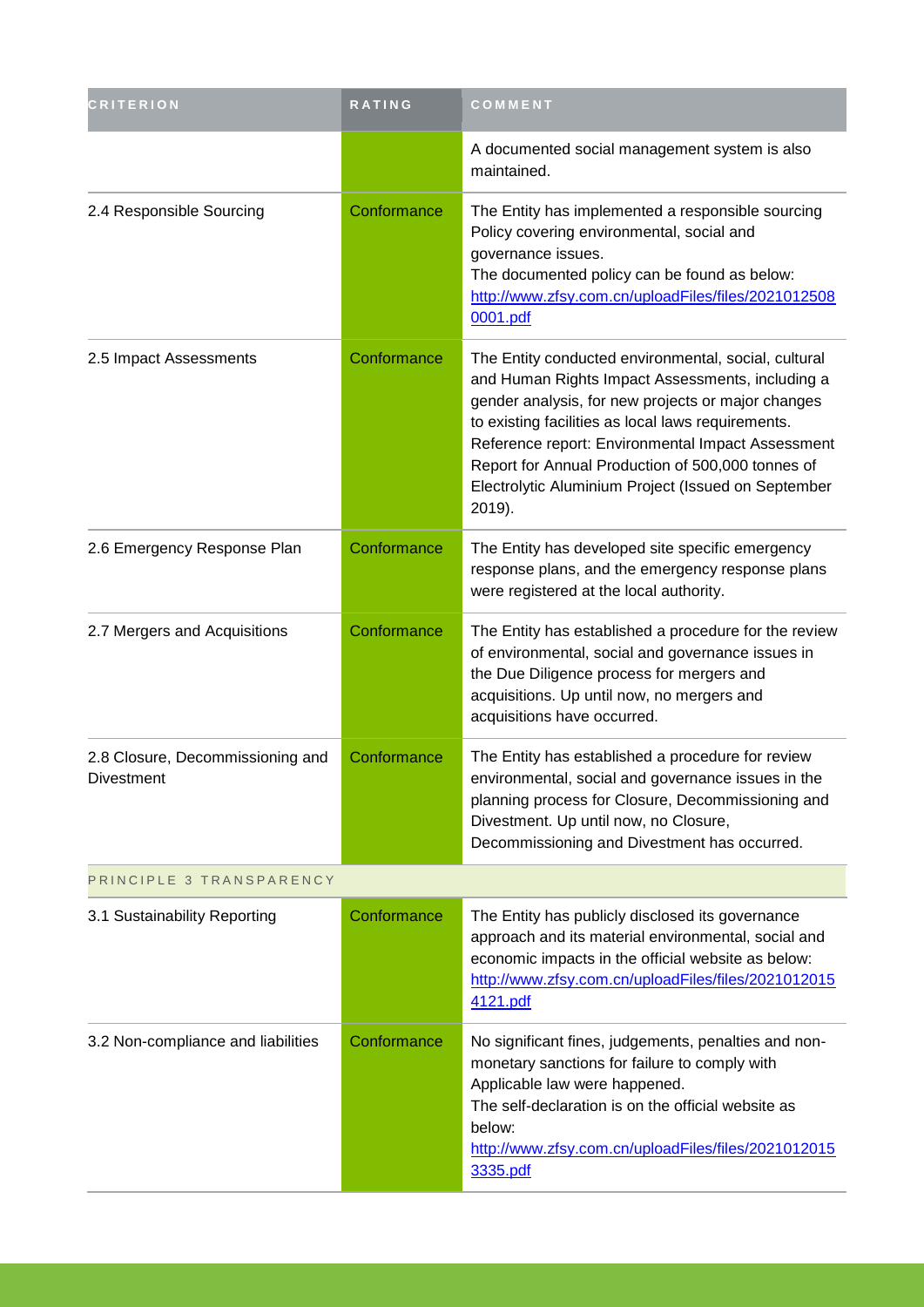| CRITERION | RATING | COMMENT |
| --- | --- | --- |
| | | A documented social management system is also maintained. |
| 2.4 Responsible Sourcing | Conformance | The Entity has implemented a responsible sourcing Policy covering environmental, social and governance issues.<br>The documented policy can be found as below:<br>http://www.zfsy.com.cn/uploadFiles/files/20210125080001.pdf |
| 2.5 Impact Assessments | Conformance | The Entity conducted environmental, social, cultural and Human Rights Impact Assessments, including a gender analysis, for new projects or major changes to existing facilities as local laws requirements.<br>Reference report: Environmental Impact Assessment Report for Annual Production of 500,000 tonnes of Electrolytic Aluminium Project (Issued on September 2019). |
| 2.6 Emergency Response Plan | Conformance | The Entity has developed site specific emergency response plans, and the emergency response plans were registered at the local authority. |
| 2.7 Mergers and Acquisitions | Conformance | The Entity has established a procedure for the review of environmental, social and governance issues in the Due Diligence process for mergers and acquisitions. Up until now, no mergers and acquisitions have occurred. |
| 2.8 Closure, Decommissioning and Divestment | Conformance | The Entity has established a procedure for review environmental, social and governance issues in the planning process for Closure, Decommissioning and Divestment. Up until now, no Closure, Decommissioning and Divestment has occurred. |
| PRINCIPLE 3 TRANSPARENCY | | |
| 3.1 Sustainability Reporting | Conformance | The Entity has publicly disclosed its governance approach and its material environmental, social and economic impacts in the official website as below:<br>http://www.zfsy.com.cn/uploadFiles/files/20210120154121.pdf |
| 3.2 Non-compliance and liabilities | Conformance | No significant fines, judgements, penalties and non-monetary sanctions for failure to comply with Applicable law were happened.<br>The self-declaration is on the official website as below:<br>http://www.zfsy.com.cn/uploadFiles/files/20210120153335.pdf |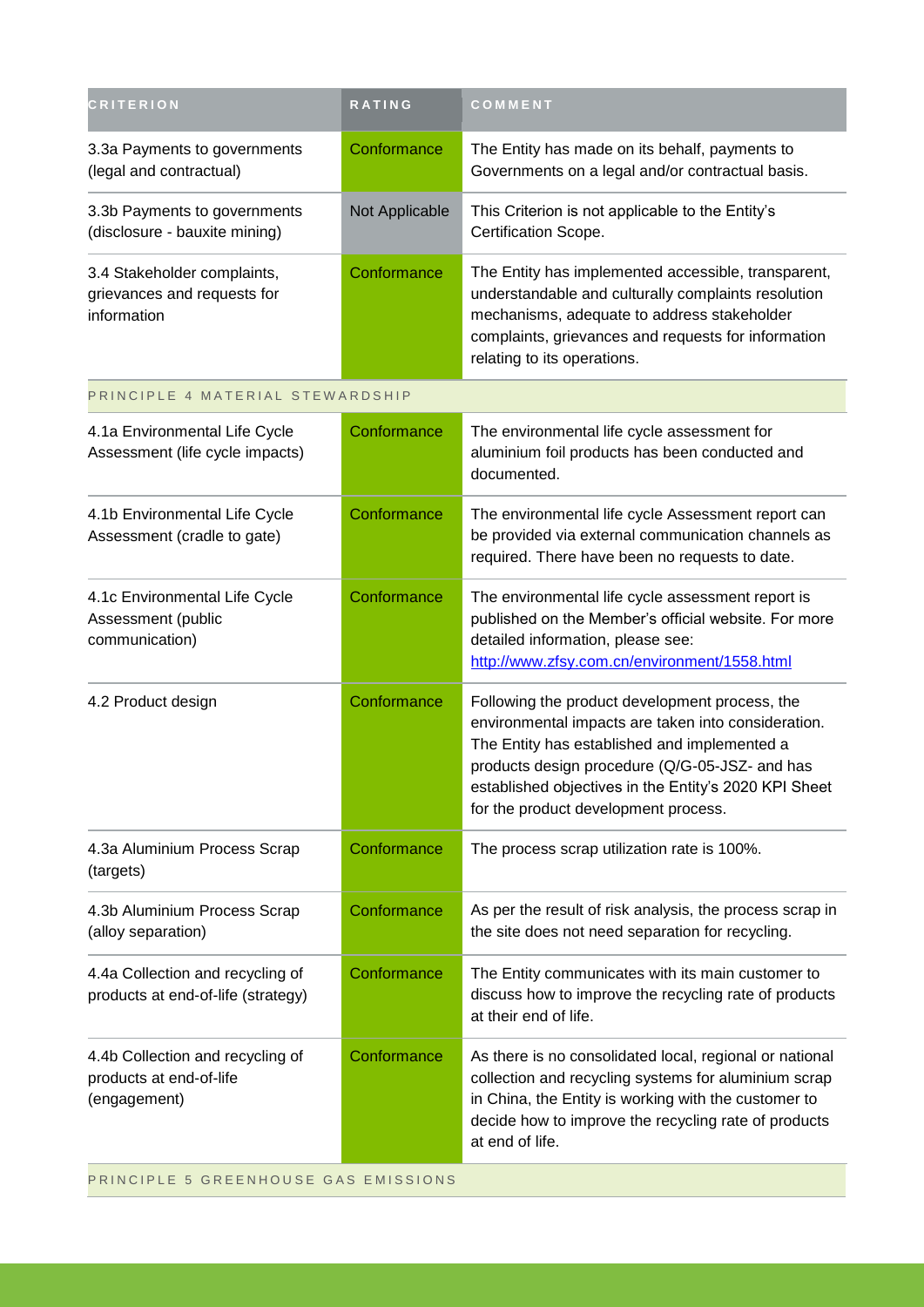| CRITERION | RATING | COMMENT |
| --- | --- | --- |
| 3.3a Payments to governments (legal and contractual) | Conformance | The Entity has made on its behalf, payments to Governments on a legal and/or contractual basis. |
| 3.3b Payments to governments (disclosure - bauxite mining) | Not Applicable | This Criterion is not applicable to the Entity's Certification Scope. |
| 3.4 Stakeholder complaints, grievances and requests for information | Conformance | The Entity has implemented accessible, transparent, understandable and culturally complaints resolution mechanisms, adequate to address stakeholder complaints, grievances and requests for information relating to its operations. |
| PRINCIPLE 4 MATERIAL STEWARDSHIP | | |
| 4.1a Environmental Life Cycle Assessment (life cycle impacts) | Conformance | The environmental life cycle assessment for aluminium foil products has been conducted and documented. |
| 4.1b Environmental Life Cycle Assessment (cradle to gate) | Conformance | The environmental life cycle Assessment report can be provided via external communication channels as required. There have been no requests to date. |
| 4.1c Environmental Life Cycle Assessment (public communication) | Conformance | The environmental life cycle assessment report is published on the Member's official website. For more detailed information, please see: http://www.zfsy.com.cn/environment/1558.html |
| 4.2 Product design | Conformance | Following the product development process, the environmental impacts are taken into consideration. The Entity has established and implemented a products design procedure (Q/G-05-JSZ- and has established objectives in the Entity's 2020 KPI Sheet for the product development process. |
| 4.3a Aluminium Process Scrap (targets) | Conformance | The process scrap utilization rate is 100%. |
| 4.3b Aluminium Process Scrap (alloy separation) | Conformance | As per the result of risk analysis, the process scrap in the site does not need separation for recycling. |
| 4.4a Collection and recycling of products at end-of-life (strategy) | Conformance | The Entity communicates with its main customer to discuss how to improve the recycling rate of products at their end of life. |
| 4.4b Collection and recycling of products at end-of-life (engagement) | Conformance | As there is no consolidated local, regional or national collection and recycling systems for aluminium scrap in China, the Entity is working with the customer to decide how to improve the recycling rate of products at end of life. |
| PRINCIPLE 5 GREENHOUSE GAS EMISSIONS | | |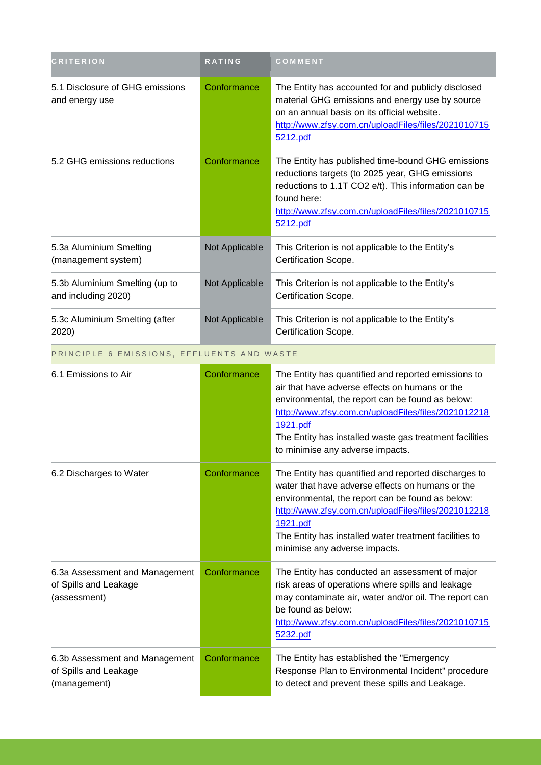| CRITERION | RATING | COMMENT |
| --- | --- | --- |
| 5.1 Disclosure of GHG emissions and energy use | Conformance | The Entity has accounted for and publicly disclosed material GHG emissions and energy use by source on an annual basis on its official website. http://www.zfsy.com.cn/uploadFiles/files/20210107155212.pdf |
| 5.2 GHG emissions reductions | Conformance | The Entity has published time-bound GHG emissions reductions targets (to 2025 year, GHG emissions reductions to 1.1T CO2 e/t). This information can be found here: http://www.zfsy.com.cn/uploadFiles/files/20210107155212.pdf |
| 5.3a Aluminium Smelting (management system) | Not Applicable | This Criterion is not applicable to the Entity's Certification Scope. |
| 5.3b Aluminium Smelting (up to and including 2020) | Not Applicable | This Criterion is not applicable to the Entity's Certification Scope. |
| 5.3c Aluminium Smelting (after 2020) | Not Applicable | This Criterion is not applicable to the Entity's Certification Scope. |
| PRINCIPLE 6 EMISSIONS, EFFLUENTS AND WASTE | | |
| 6.1 Emissions to Air | Conformance | The Entity has quantified and reported emissions to air that have adverse effects on humans or the environmental, the report can be found as below: http://www.zfsy.com.cn/uploadFiles/files/20210122181921.pdf The Entity has installed waste gas treatment facilities to minimise any adverse impacts. |
| 6.2 Discharges to Water | Conformance | The Entity has quantified and reported discharges to water that have adverse effects on humans or the environmental, the report can be found as below: http://www.zfsy.com.cn/uploadFiles/files/20210122181921.pdf The Entity has installed water treatment facilities to minimise any adverse impacts. |
| 6.3a Assessment and Management of Spills and Leakage (assessment) | Conformance | The Entity has conducted an assessment of major risk areas of operations where spills and leakage may contaminate air, water and/or oil. The report can be found as below: http://www.zfsy.com.cn/uploadFiles/files/20210107155232.pdf |
| 6.3b Assessment and Management of Spills and Leakage (management) | Conformance | The Entity has established the "Emergency Response Plan to Environmental Incident" procedure to detect and prevent these spills and Leakage. |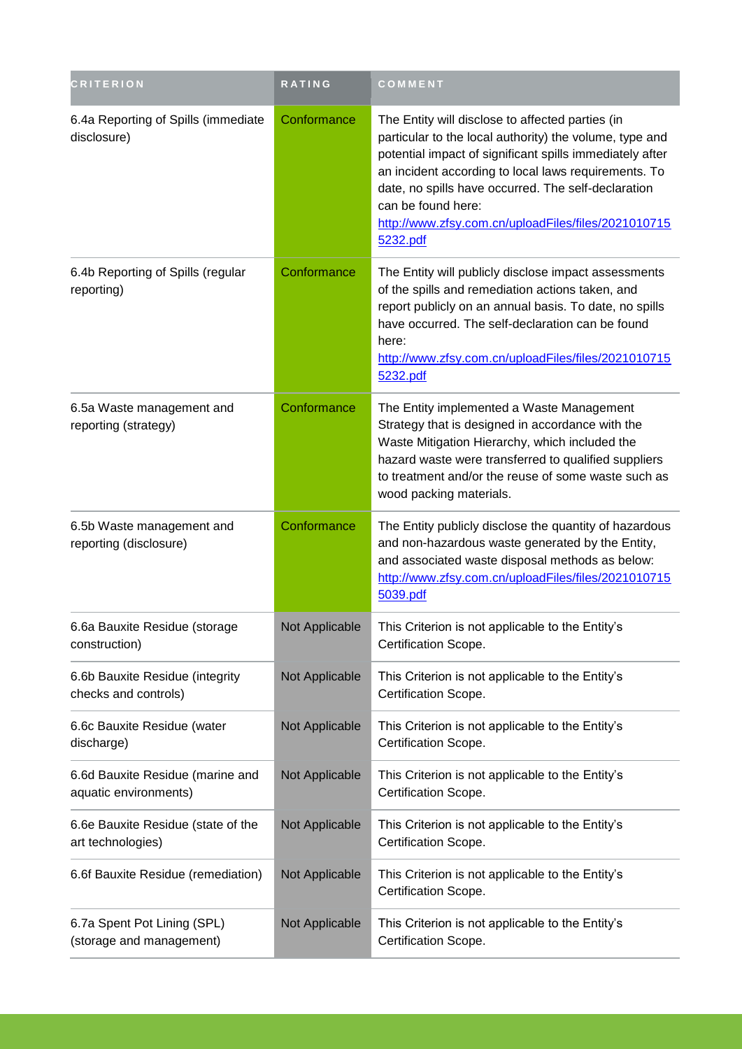| CRITERION | RATING | COMMENT |
| --- | --- | --- |
| 6.4a Reporting of Spills (immediate disclosure) | Conformance | The Entity will disclose to affected parties (in particular to the local authority) the volume, type and potential impact of significant spills immediately after an incident according to local laws requirements. To date, no spills have occurred. The self-declaration can be found here: [http://www.zfsy.com.cn/uploadFiles/files/20210107155232.pdf](http://www.zfsy.com.cn/uploadFiles/files/20210107155232.pdf) |
| 6.4b Reporting of Spills (regular reporting) | Conformance | The Entity will publicly disclose impact assessments of the spills and remediation actions taken, and report publicly on an annual basis. To date, no spills have occurred. The self-declaration can be found here: [http://www.zfsy.com.cn/uploadFiles/files/20210107155232.pdf](http://www.zfsy.com.cn/uploadFiles/files/20210107155232.pdf) |
| 6.5a Waste management and reporting (strategy) | Conformance | The Entity implemented a Waste Management Strategy that is designed in accordance with the Waste Mitigation Hierarchy, which included the hazard waste were transferred to qualified suppliers to treatment and/or the reuse of some waste such as wood packing materials. |
| 6.5b Waste management and reporting (disclosure) | Conformance | The Entity publicly disclose the quantity of hazardous and non-hazardous waste generated by the Entity, and associated waste disposal methods as below: [http://www.zfsy.com.cn/uploadFiles/files/20210107155039.pdf](http://www.zfsy.com.cn/uploadFiles/files/20210107155039.pdf) |
| 6.6a Bauxite Residue (storage construction) | Not Applicable | This Criterion is not applicable to the Entity's Certification Scope. |
| 6.6b Bauxite Residue (integrity checks and controls) | Not Applicable | This Criterion is not applicable to the Entity's Certification Scope. |
| 6.6c Bauxite Residue (water discharge) | Not Applicable | This Criterion is not applicable to the Entity's Certification Scope. |
| 6.6d Bauxite Residue (marine and aquatic environments) | Not Applicable | This Criterion is not applicable to the Entity's Certification Scope. |
| 6.6e Bauxite Residue (state of the art technologies) | Not Applicable | This Criterion is not applicable to the Entity's Certification Scope. |
| 6.6f Bauxite Residue (remediation) | Not Applicable | This Criterion is not applicable to the Entity's Certification Scope. |
| 6.7a Spent Pot Lining (SPL) (storage and management) | Not Applicable | This Criterion is not applicable to the Entity's Certification Scope. |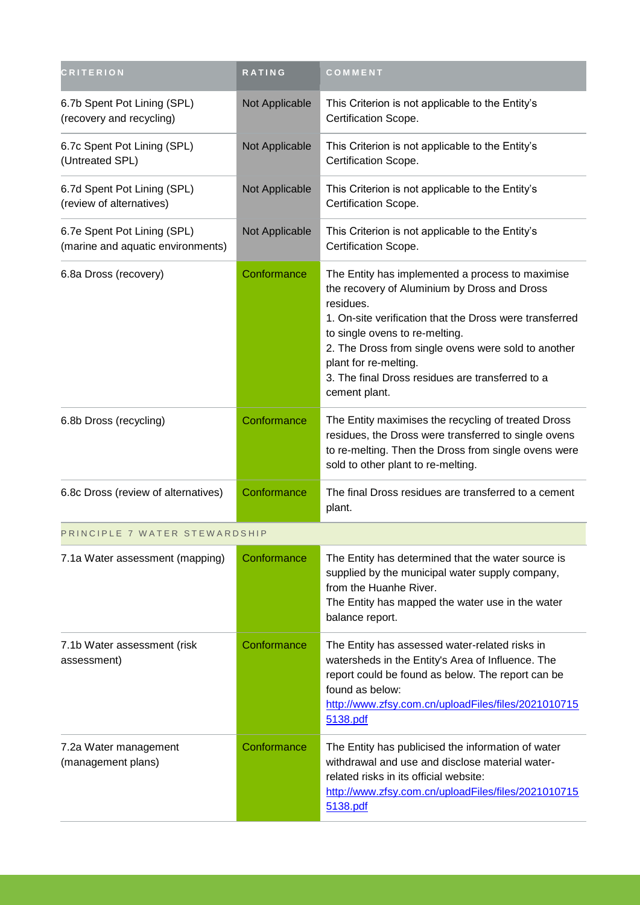| CRITERION | RATING | COMMENT |
|---|---|---|
| 6.7b Spent Pot Lining (SPL) (recovery and recycling) | Not Applicable | This Criterion is not applicable to the Entity's Certification Scope. |
| 6.7c Spent Pot Lining (SPL) (Untreated SPL) | Not Applicable | This Criterion is not applicable to the Entity's Certification Scope. |
| 6.7d Spent Pot Lining (SPL) (review of alternatives) | Not Applicable | This Criterion is not applicable to the Entity's Certification Scope. |
| 6.7e Spent Pot Lining (SPL) (marine and aquatic environments) | Not Applicable | This Criterion is not applicable to the Entity's Certification Scope. |
| 6.8a Dross (recovery) | Conformance | The Entity has implemented a process to maximise the recovery of Aluminium by Dross and Dross residues.<br>1. On-site verification that the Dross were transferred to single ovens to re-melting.<br>2. The Dross from single ovens were sold to another plant for re-melting.<br>3. The final Dross residues are transferred to a cement plant. |
| 6.8b Dross (recycling) | Conformance | The Entity maximises the recycling of treated Dross residues, the Dross were transferred to single ovens to re-melting. Then the Dross from single ovens were sold to other plant to re-melting. |
| 6.8c Dross (review of alternatives) | Conformance | The final Dross residues are transferred to a cement plant. |
| PRINCIPLE 7 WATER STEWARDSHIP | | |
| 7.1a Water assessment (mapping) | Conformance | The Entity has determined that the water source is supplied by the municipal water supply company, from the Huanhe River.<br>The Entity has mapped the water use in the water balance report. |
| 7.1b Water assessment (risk assessment) | Conformance | The Entity has assessed water-related risks in watersheds in the Entity's Area of Influence. The report could be found as below. The report can be found as below:<br>http://www.zfsy.com.cn/uploadFiles/files/20210107155138.pdf |
| 7.2a Water management (management plans) | Conformance | The Entity has publicised the information of water withdrawal and use and disclose material water-related risks in its official website:<br>http://www.zfsy.com.cn/uploadFiles/files/20210107155138.pdf |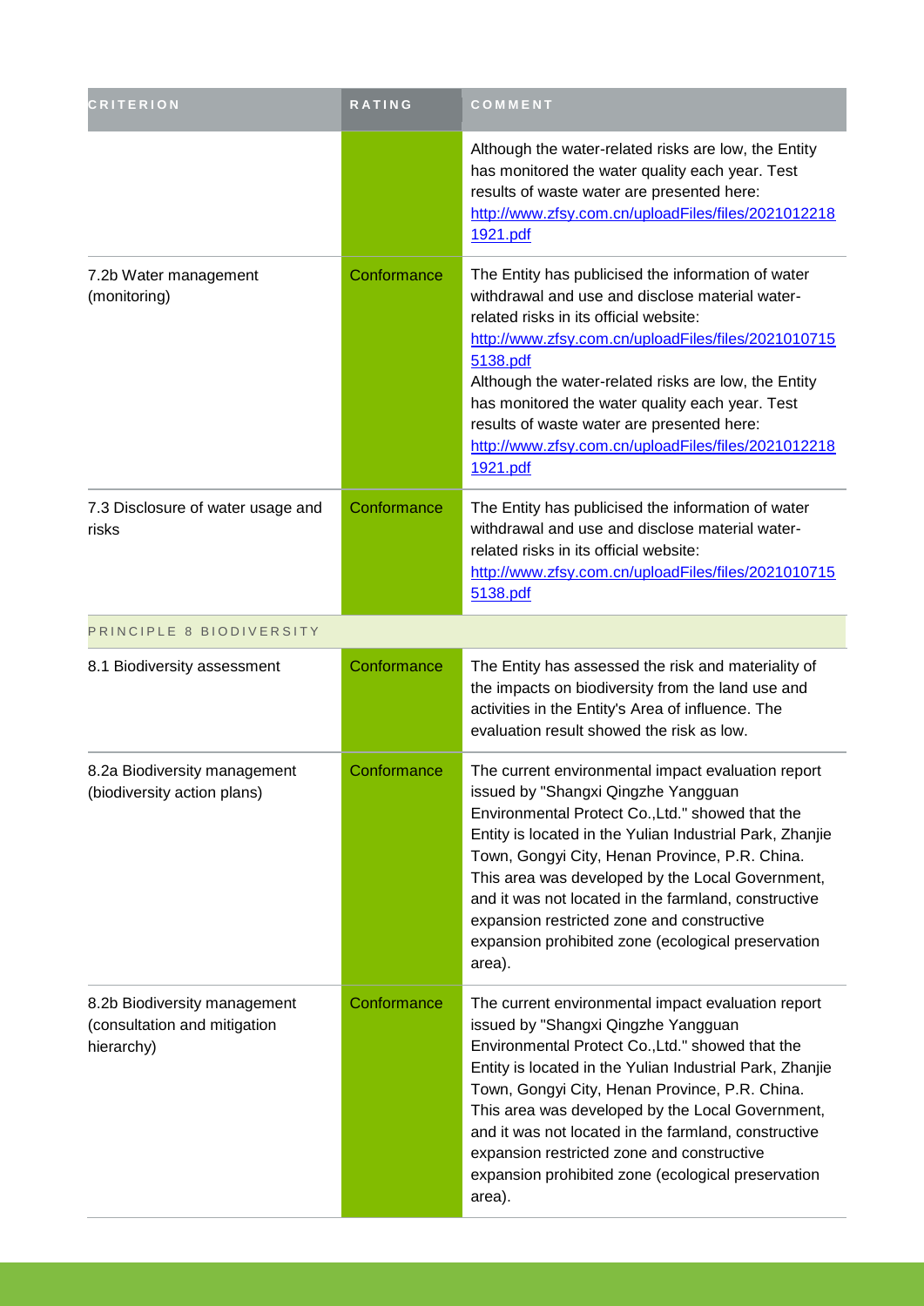| CRITERION | RATING | COMMENT |
|---|---|---|
| | | Although the water-related risks are low, the Entity has monitored the water quality each year. Test results of waste water are presented here: http://www.zfsy.com.cn/uploadFiles/files/20210122181921.pdf |
| 7.2b Water management (monitoring) | Conformance | The Entity has publicised the information of water withdrawal and use and disclose material water-related risks in its official website: http://www.zfsy.com.cn/uploadFiles/files/20210107155138.pdf Although the water-related risks are low, the Entity has monitored the water quality each year. Test results of waste water are presented here: http://www.zfsy.com.cn/uploadFiles/files/20210122181921.pdf |
| 7.3 Disclosure of water usage and risks | Conformance | The Entity has publicised the information of water withdrawal and use and disclose material water-related risks in its official website: http://www.zfsy.com.cn/uploadFiles/files/20210107155138.pdf |
| PRINCIPLE 8 BIODIVERSITY | | |
| 8.1 Biodiversity assessment | Conformance | The Entity has assessed the risk and materiality of the impacts on biodiversity from the land use and activities in the Entity's Area of influence. The evaluation result showed the risk as low. |
| 8.2a Biodiversity management (biodiversity action plans) | Conformance | The current environmental impact evaluation report issued by "Shangxi Qingzhe Yangguan Environmental Protect Co.,Ltd." showed that the Entity is located in the Yulian Industrial Park, Zhanjie Town, Gongyi City, Henan Province, P.R. China. This area was developed by the Local Government, and it was not located in the farmland, constructive expansion restricted zone and constructive expansion prohibited zone (ecological preservation area). |
| 8.2b Biodiversity management (consultation and mitigation hierarchy) | Conformance | The current environmental impact evaluation report issued by "Shangxi Qingzhe Yangguan Environmental Protect Co.,Ltd." showed that the Entity is located in the Yulian Industrial Park, Zhanjie Town, Gongyi City, Henan Province, P.R. China. This area was developed by the Local Government, and it was not located in the farmland, constructive expansion restricted zone and constructive expansion prohibited zone (ecological preservation area). |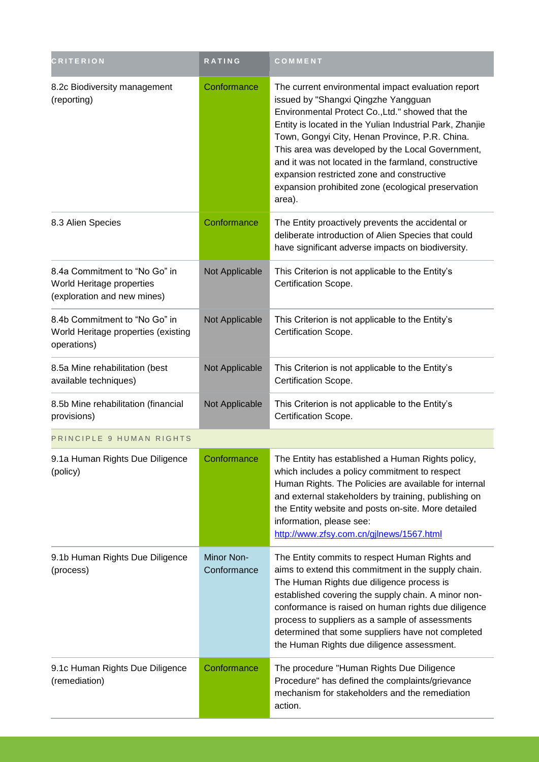| CRITERION | RATING | COMMENT |
|---|---|---|
| 8.2c Biodiversity management (reporting) | Conformance | The current environmental impact evaluation report issued by "Shangxi Qingzhe Yangguan Environmental Protect Co.,Ltd." showed that the Entity is located in the Yulian Industrial Park, Zhanjie Town, Gongyi City, Henan Province, P.R. China. This area was developed by the Local Government, and it was not located in the farmland, constructive expansion restricted zone and constructive expansion prohibited zone (ecological preservation area). |
| 8.3 Alien Species | Conformance | The Entity proactively prevents the accidental or deliberate introduction of Alien Species that could have significant adverse impacts on biodiversity. |
| 8.4a Commitment to "No Go" in World Heritage properties (exploration and new mines) | Not Applicable | This Criterion is not applicable to the Entity's Certification Scope. |
| 8.4b Commitment to "No Go" in World Heritage properties (existing operations) | Not Applicable | This Criterion is not applicable to the Entity's Certification Scope. |
| 8.5a Mine rehabilitation (best available techniques) | Not Applicable | This Criterion is not applicable to the Entity's Certification Scope. |
| 8.5b Mine rehabilitation (financial provisions) | Not Applicable | This Criterion is not applicable to the Entity's Certification Scope. |
| **PRINCIPLE 9 HUMAN RIGHTS** | | |
| 9.1a Human Rights Due Diligence (policy) | Conformance | The Entity has established a Human Rights policy, which includes a policy commitment to respect Human Rights. The Policies are available for internal and external stakeholders by training, publishing on the Entity website and posts on-site. More detailed information, please see: http://www.zfsy.com.cn/gjlnews/1567.html |
| 9.1b Human Rights Due Diligence (process) | Minor Non-Conformance | The Entity commits to respect Human Rights and aims to extend this commitment in the supply chain. The Human Rights due diligence process is established covering the supply chain. A minor non-conformance is raised on human rights due diligence process to suppliers as a sample of assessments determined that some suppliers have not completed the Human Rights due diligence assessment. |
| 9.1c Human Rights Due Diligence (remediation) | Conformance | The procedure "Human Rights Due Diligence Procedure" has defined the complaints/grievance mechanism for stakeholders and the remediation action. |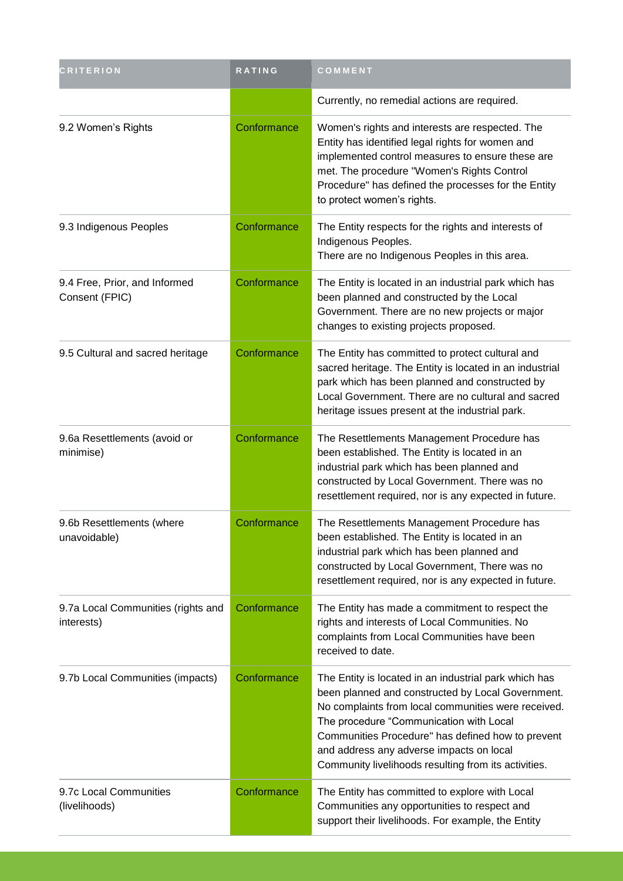| CRITERION | RATING | COMMENT |
| --- | --- | --- |
| | | Currently, no remedial actions are required. |
| 9.2 Women's Rights | Conformance | Women's rights and interests are respected. The Entity has identified legal rights for women and implemented control measures to ensure these are met. The procedure "Women's Rights Control Procedure" has defined the processes for the Entity to protect women's rights. |
| 9.3 Indigenous Peoples | Conformance | The Entity respects for the rights and interests of Indigenous Peoples. There are no Indigenous Peoples in this area. |
| 9.4 Free, Prior, and Informed Consent (FPIC) | Conformance | The Entity is located in an industrial park which has been planned and constructed by the Local Government. There are no new projects or major changes to existing projects proposed. |
| 9.5 Cultural and sacred heritage | Conformance | The Entity has committed to protect cultural and sacred heritage. The Entity is located in an industrial park which has been planned and constructed by Local Government. There are no cultural and sacred heritage issues present at the industrial park. |
| 9.6a Resettlements (avoid or minimise) | Conformance | The Resettlements Management Procedure has been established. The Entity is located in an industrial park which has been planned and constructed by Local Government. There was no resettlement required, nor is any expected in future. |
| 9.6b Resettlements (where unavoidable) | Conformance | The Resettlements Management Procedure has been established. The Entity is located in an industrial park which has been planned and constructed by Local Government, There was no resettlement required, nor is any expected in future. |
| 9.7a Local Communities (rights and interests) | Conformance | The Entity has made a commitment to respect the rights and interests of Local Communities. No complaints from Local Communities have been received to date. |
| 9.7b Local Communities (impacts) | Conformance | The Entity is located in an industrial park which has been planned and constructed by Local Government. No complaints from local communities were received. The procedure "Communication with Local Communities Procedure" has defined how to prevent and address any adverse impacts on local Community livelihoods resulting from its activities. |
| 9.7c Local Communities (livelihoods) | Conformance | The Entity has committed to explore with Local Communities any opportunities to respect and support their livelihoods. For example, the Entity |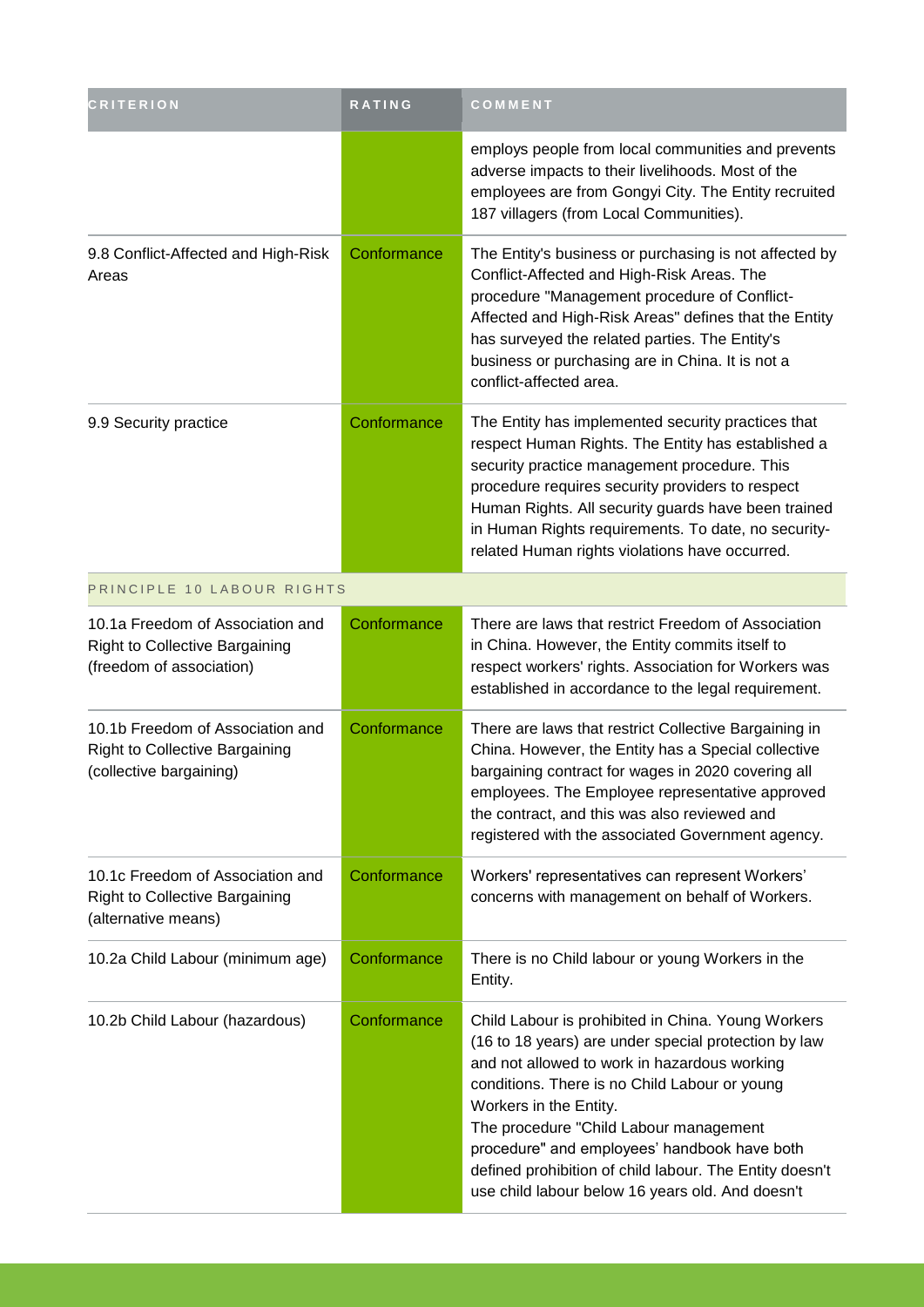| CRITERION | RATING | COMMENT |
| --- | --- | --- |
| | | employs people from local communities and prevents adverse impacts to their livelihoods. Most of the employees are from Gongyi City. The Entity recruited 187 villagers (from Local Communities). |
| 9.8 Conflict-Affected and High-Risk Areas | Conformance | The Entity's business or purchasing is not affected by Conflict-Affected and High-Risk Areas. The procedure "Management procedure of Conflict-Affected and High-Risk Areas" defines that the Entity has surveyed the related parties. The Entity's business or purchasing are in China. It is not a conflict-affected area. |
| 9.9 Security practice | Conformance | The Entity has implemented security practices that respect Human Rights. The Entity has established a security practice management procedure. This procedure requires security providers to respect Human Rights. All security guards have been trained in Human Rights requirements. To date, no security-related Human rights violations have occurred. |
| PRINCIPLE 10 LABOUR RIGHTS | | |
| 10.1a Freedom of Association and Right to Collective Bargaining (freedom of association) | Conformance | There are laws that restrict Freedom of Association in China. However, the Entity commits itself to respect workers' rights. Association for Workers was established in accordance to the legal requirement. |
| 10.1b Freedom of Association and Right to Collective Bargaining (collective bargaining) | Conformance | There are laws that restrict Collective Bargaining in China. However, the Entity has a Special collective bargaining contract for wages in 2020 covering all employees. The Employee representative approved the contract, and this was also reviewed and registered with the associated Government agency. |
| 10.1c Freedom of Association and Right to Collective Bargaining (alternative means) | Conformance | Workers' representatives can represent Workers' concerns with management on behalf of Workers. |
| 10.2a Child Labour (minimum age) | Conformance | There is no Child labour or young Workers in the Entity. |
| 10.2b Child Labour (hazardous) | Conformance | Child Labour is prohibited in China. Young Workers (16 to 18 years) are under special protection by law and not allowed to work in hazardous working conditions. There is no Child Labour or young Workers in the Entity.<br>The procedure "Child Labour management procedure" and employees' handbook have both defined prohibition of child labour. The Entity doesn't use child labour below 16 years old. And doesn't |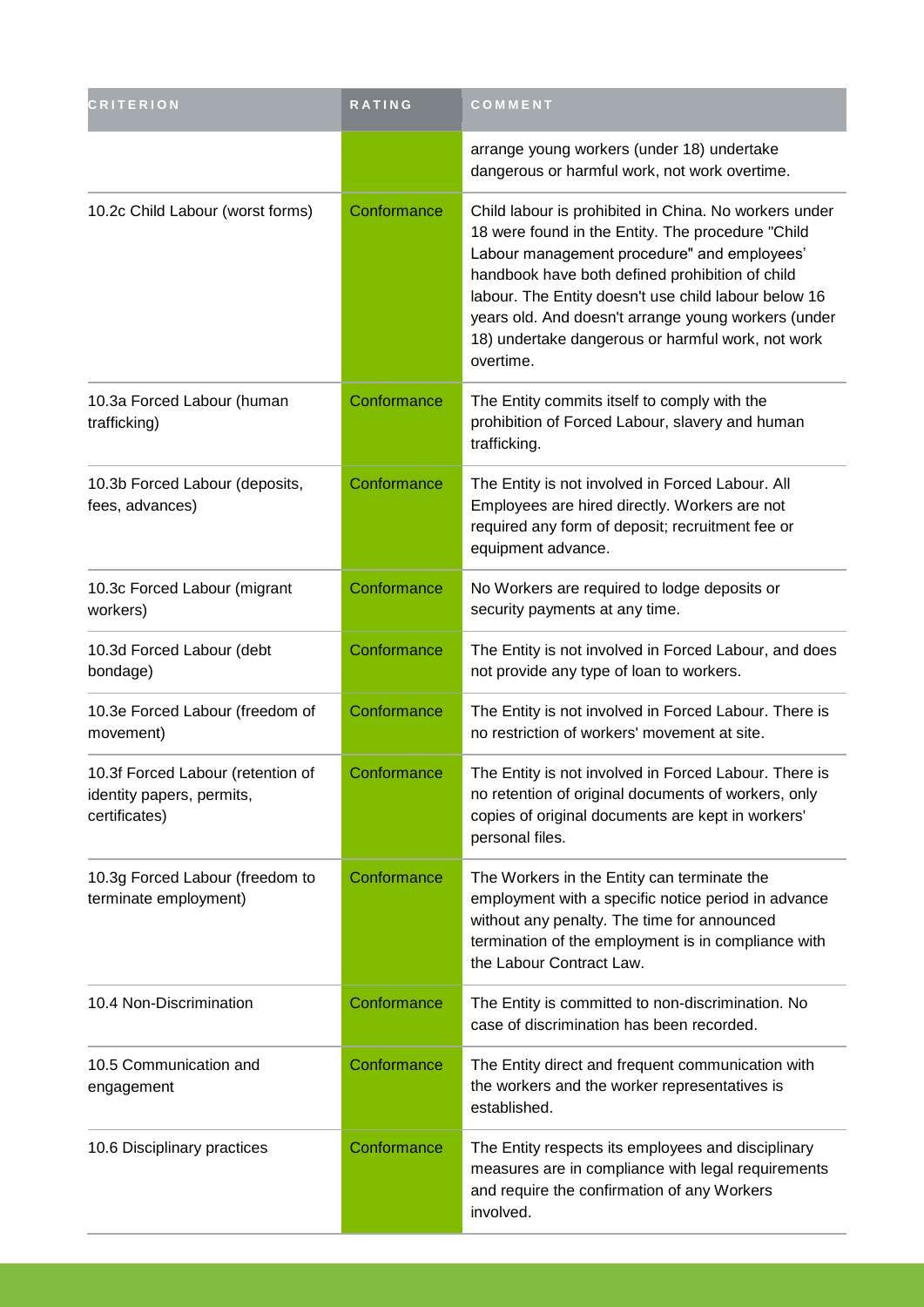| CRITERION | RATING | COMMENT |
| --- | --- | --- |
| | | arrange young workers (under 18) undertake dangerous or harmful work, not work overtime. |
| 10.2c Child Labour (worst forms) | Conformance | Child labour is prohibited in China. No workers under 18 were found in the Entity. The procedure "Child Labour management procedure" and employees' handbook have both defined prohibition of child labour. The Entity doesn't use child labour below 16 years old. And doesn't arrange young workers (under 18) undertake dangerous or harmful work, not work overtime. |
| 10.3a Forced Labour (human trafficking) | Conformance | The Entity commits itself to comply with the prohibition of Forced Labour, slavery and human trafficking. |
| 10.3b Forced Labour (deposits, fees, advances) | Conformance | The Entity is not involved in Forced Labour. All Employees are hired directly. Workers are not required any form of deposit; recruitment fee or equipment advance. |
| 10.3c Forced Labour (migrant workers) | Conformance | No Workers are required to lodge deposits or security payments at any time. |
| 10.3d Forced Labour (debt bondage) | Conformance | The Entity is not involved in Forced Labour, and does not provide any type of loan to workers. |
| 10.3e Forced Labour (freedom of movement) | Conformance | The Entity is not involved in Forced Labour. There is no restriction of workers' movement at site. |
| 10.3f Forced Labour (retention of identity papers, permits, certificates) | Conformance | The Entity is not involved in Forced Labour. There is no retention of original documents of workers, only copies of original documents are kept in workers' personal files. |
| 10.3g Forced Labour (freedom to terminate employment) | Conformance | The Workers in the Entity can terminate the employment with a specific notice period in advance without any penalty. The time for announced termination of the employment is in compliance with the Labour Contract Law. |
| 10.4 Non-Discrimination | Conformance | The Entity is committed to non-discrimination. No case of discrimination has been recorded. |
| 10.5 Communication and engagement | Conformance | The Entity direct and frequent communication with the workers and the worker representatives is established. |
| 10.6 Disciplinary practices | Conformance | The Entity respects its employees and disciplinary measures are in compliance with legal requirements and require the confirmation of any Workers involved. |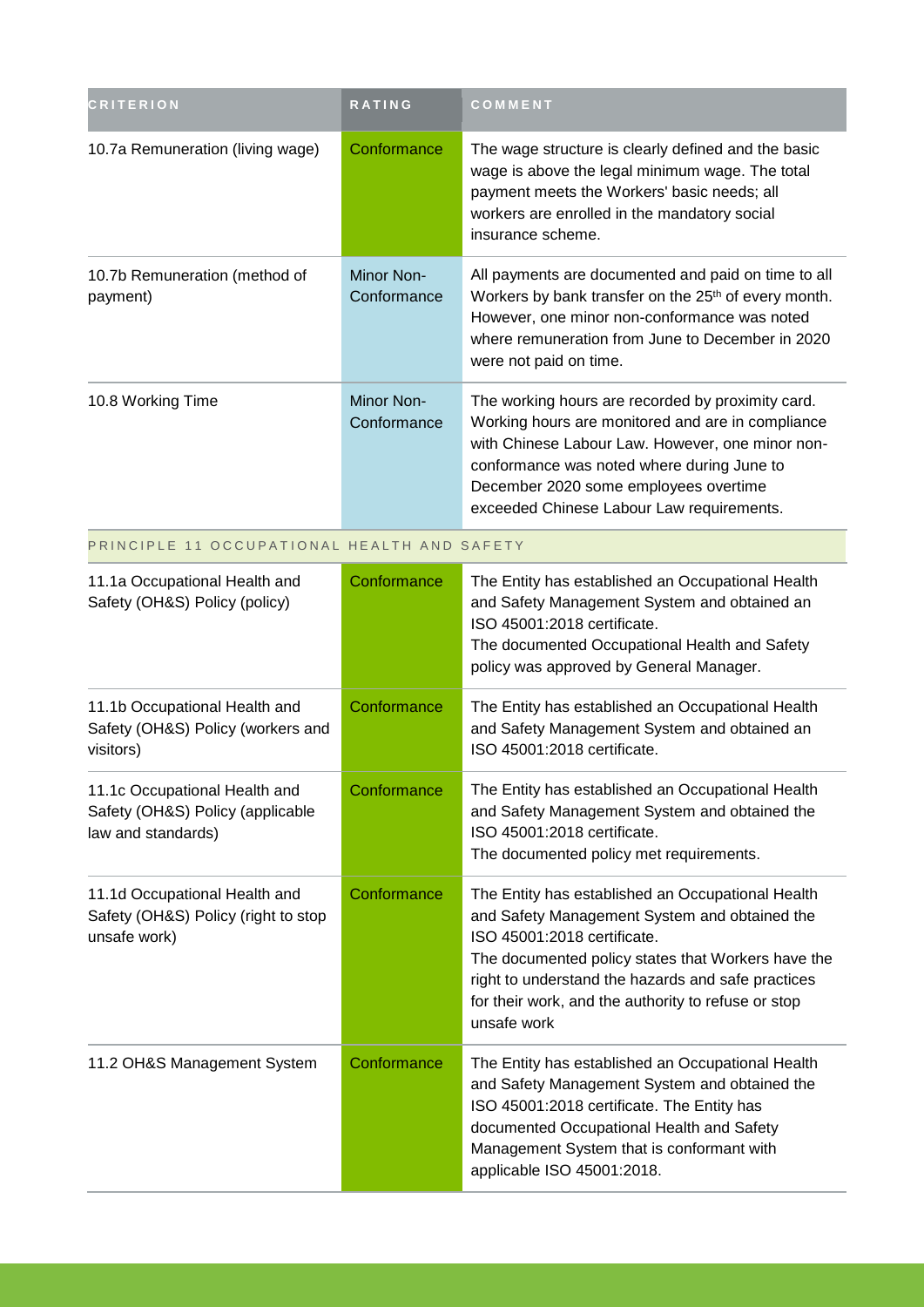| CRITERION | RATING | COMMENT |
|---|---|---|
| 10.7a Remuneration (living wage) | Conformance | The wage structure is clearly defined and the basic wage is above the legal minimum wage. The total payment meets the Workers' basic needs; all workers are enrolled in the mandatory social insurance scheme. |
| 10.7b Remuneration (method of payment) | Minor Non-Conformance | All payments are documented and paid on time to all Workers by bank transfer on the 25th of every month. However, one minor non-conformance was noted where remuneration from June to December in 2020 were not paid on time. |
| 10.8 Working Time | Minor Non-Conformance | The working hours are recorded by proximity card. Working hours are monitored and are in compliance with Chinese Labour Law. However, one minor non-conformance was noted where during June to December 2020 some employees overtime exceeded Chinese Labour Law requirements. |
| PRINCIPLE 11 OCCUPATIONAL HEALTH AND SAFETY | | |
| 11.1a Occupational Health and Safety (OH&S) Policy (policy) | Conformance | The Entity has established an Occupational Health and Safety Management System and obtained an ISO 45001:2018 certificate.<br>The documented Occupational Health and Safety policy was approved by General Manager. |
| 11.1b Occupational Health and Safety (OH&S) Policy (workers and visitors) | Conformance | The Entity has established an Occupational Health and Safety Management System and obtained an ISO 45001:2018 certificate. |
| 11.1c Occupational Health and Safety (OH&S) Policy (applicable law and standards) | Conformance | The Entity has established an Occupational Health and Safety Management System and obtained the ISO 45001:2018 certificate.<br>The documented policy met requirements. |
| 11.1d Occupational Health and Safety (OH&S) Policy (right to stop unsafe work) | Conformance | The Entity has established an Occupational Health and Safety Management System and obtained the ISO 45001:2018 certificate.<br>The documented policy states that Workers have the right to understand the hazards and safe practices for their work, and the authority to refuse or stop unsafe work |
| 11.2 OH&S Management System | Conformance | The Entity has established an Occupational Health and Safety Management System and obtained the ISO 45001:2018 certificate. The Entity has documented Occupational Health and Safety Management System that is conformant with applicable ISO 45001:2018. |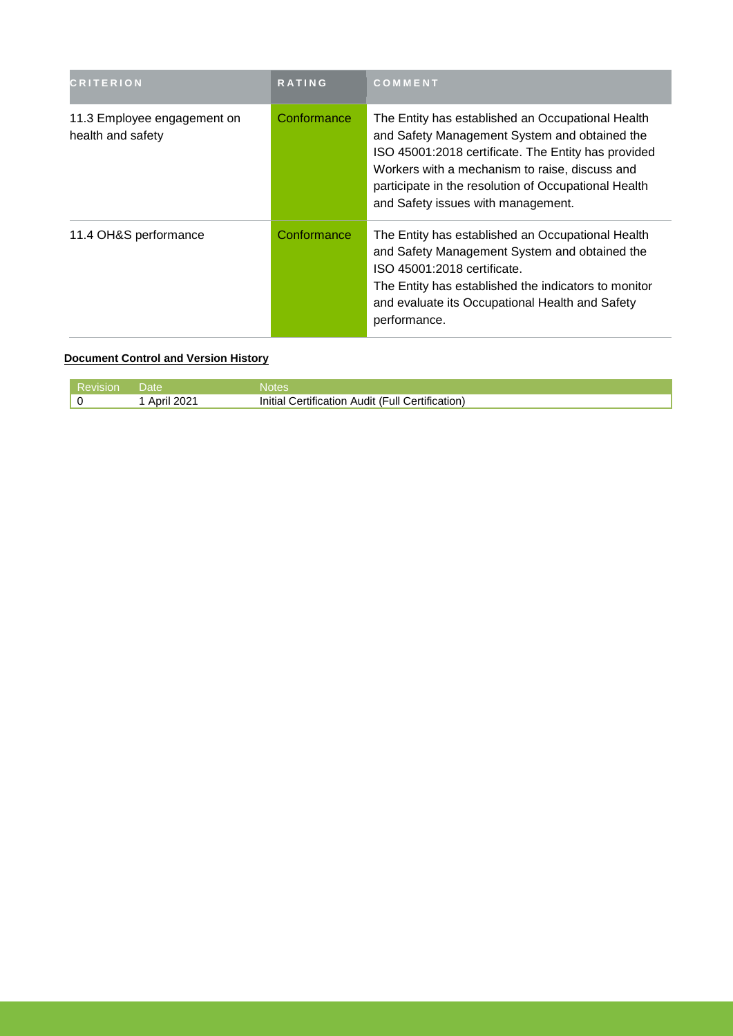| CRITERION | RATING | COMMENT |
| --- | --- | --- |
| 11.3 Employee engagement on health and safety | Conformance | The Entity has established an Occupational Health and Safety Management System and obtained the ISO 45001:2018 certificate. The Entity has provided Workers with a mechanism to raise, discuss and participate in the resolution of Occupational Health and Safety issues with management. |
| 11.4 OH&S performance | Conformance | The Entity has established an Occupational Health and Safety Management System and obtained the ISO 45001:2018 certificate.<br>The Entity has established the indicators to monitor and evaluate its Occupational Health and Safety performance. |

**Document Control and Version History**

| Revision | Date | Notes |
| --- | --- | --- |
| 0 | 1 April 2021 | Initial Certification Audit (Full Certification) |